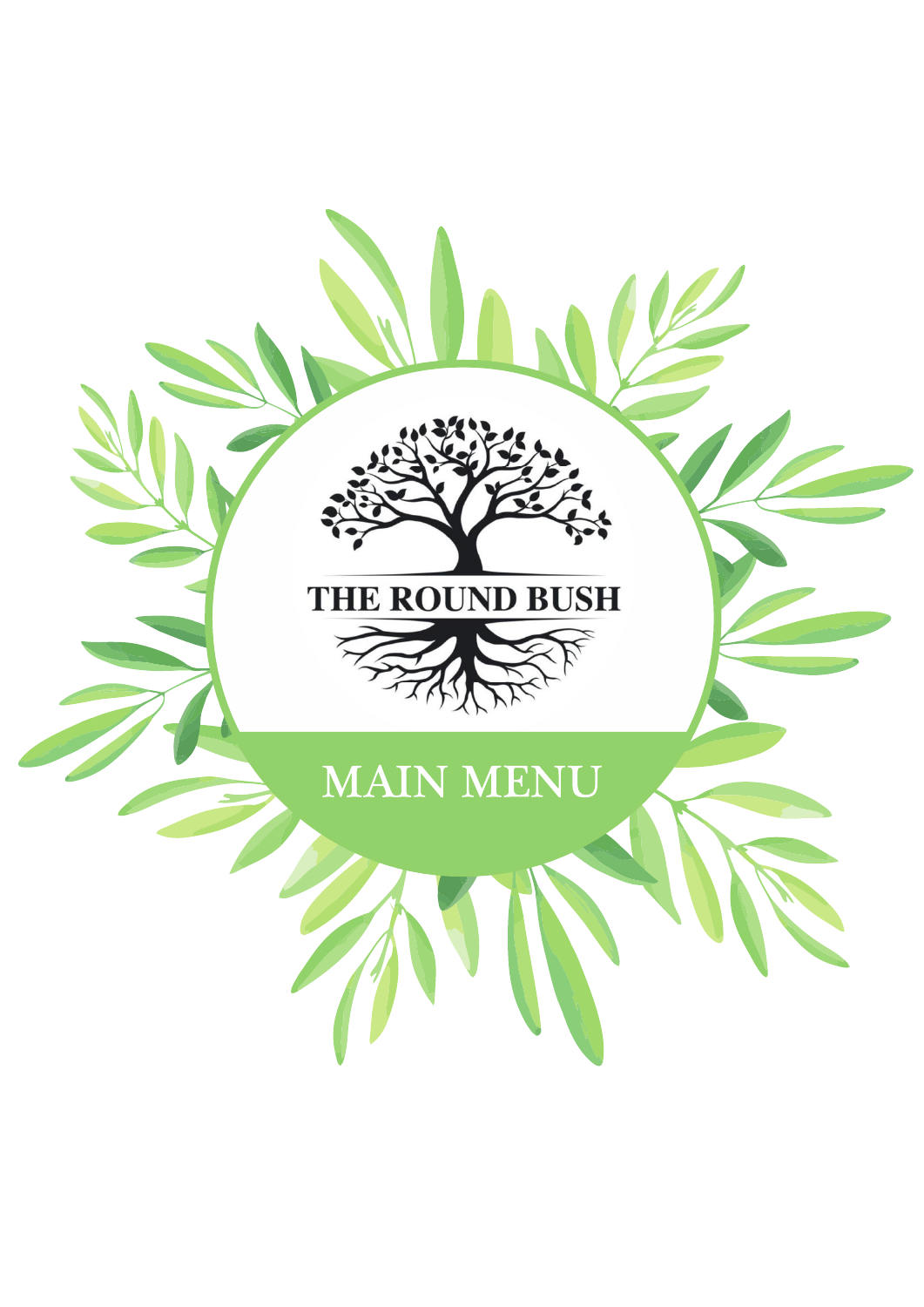# THE ROUND BUSH

## MAIN MENU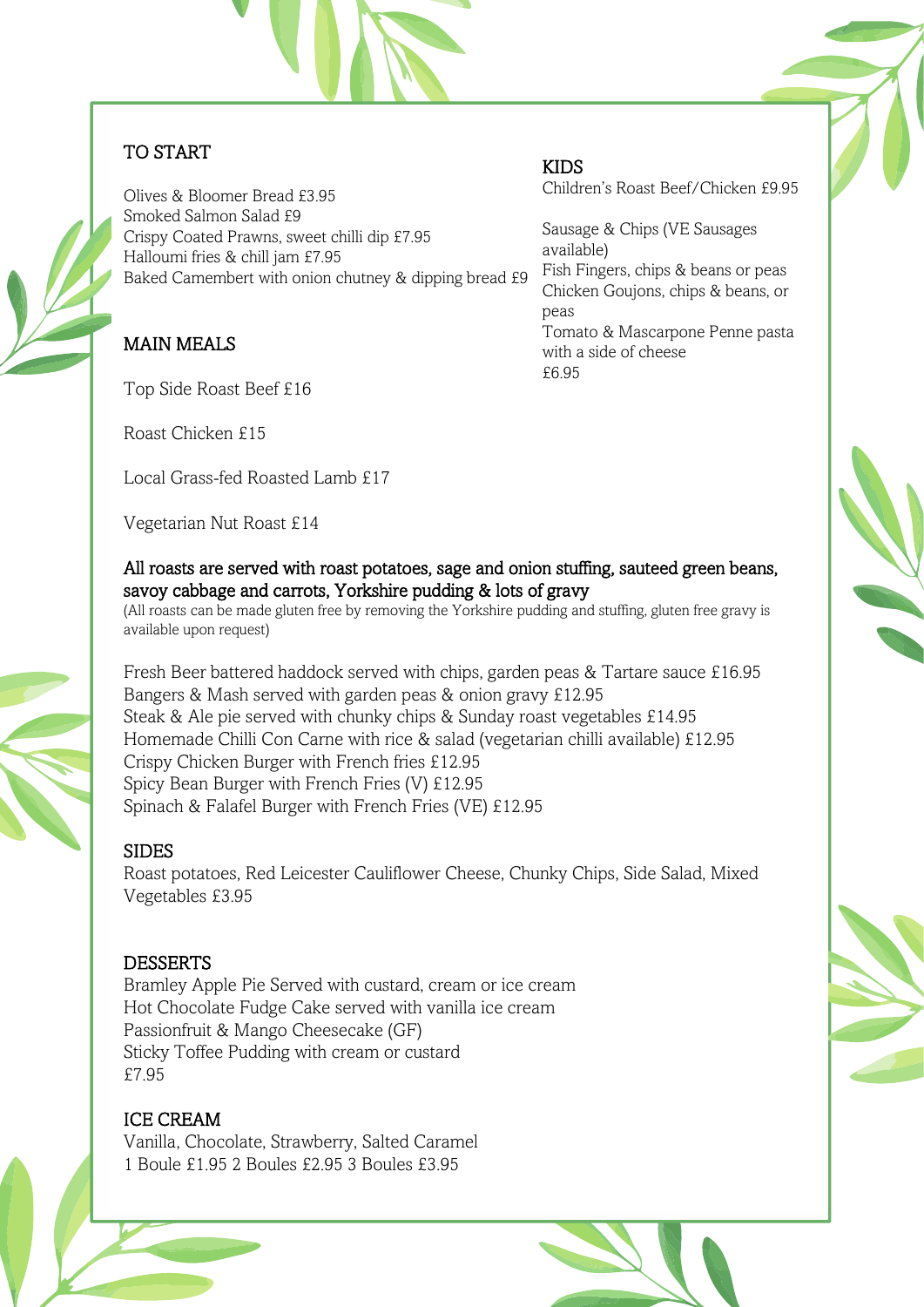## TO START

Olives & Bloomer Bread £3.95
Smoked Salmon Salad £9
Crispy Coated Prawns, sweet chilli dip £7.95
Halloumi fries & chill jam £7.95
Baked Camembert with onion chutney & dipping bread £9

## MAIN MEALS

Top Side Roast Beef £16

Roast Chicken £15

Local Grass-fed Roasted Lamb £17

Vegetarian Nut Roast £14

All roasts are served with roast potatoes, sage and onion stuffing, sauteed green beans, savoy cabbage and carrots, Yorkshire pudding & lots of gravy
(All roasts can be made gluten free by removing the Yorkshire pudding and stuffing, gluten free gravy is available upon request)

Fresh Beer battered haddock served with chips, garden peas & Tartare sauce £16.95
Bangers & Mash served with garden peas & onion gravy £12.95
Steak & Ale pie served with chunky chips & Sunday roast vegetables £14.95
Homemade Chilli Con Carne with rice & salad (vegetarian chilli available) £12.95
Crispy Chicken Burger with French fries £12.95
Spicy Bean Burger with French Fries (V) £12.95
Spinach & Falafel Burger with French Fries (VE) £12.95

## SIDES

Roast potatoes, Red Leicester Cauliflower Cheese, Chunky Chips, Side Salad, Mixed Vegetables £3.95

## DESSERTS

Bramley Apple Pie Served with custard, cream or ice cream
Hot Chocolate Fudge Cake served with vanilla ice cream
Passionfruit & Mango Cheesecake (GF)
Sticky Toffee Pudding with cream or custard
£7.95

## ICE CREAM

Vanilla, Chocolate, Strawberry, Salted Caramel
1 Boule £1.95 2 Boules £2.95 3 Boules £3.95

## KIDS

Children's Roast Beef/Chicken £9.95

Sausage & Chips (VE Sausages available)
Fish Fingers, chips & beans or peas
Chicken Goujons, chips & beans, or peas
Tomato & Mascarpone Penne pasta with a side of cheese
£6.95